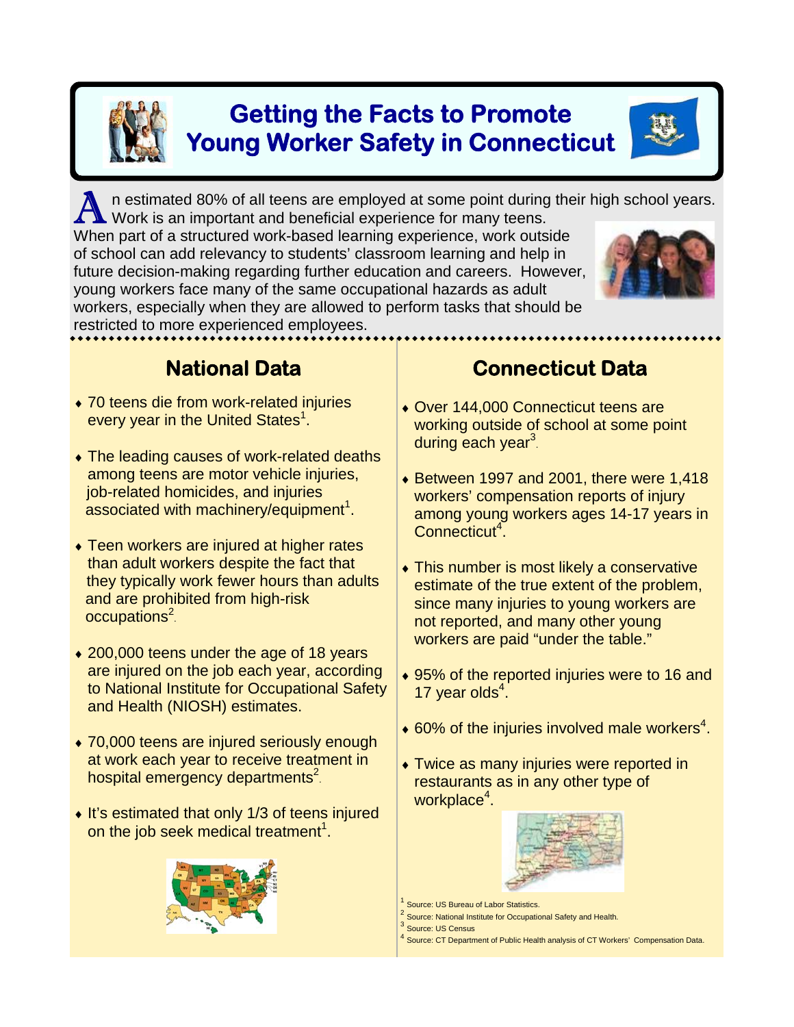# Getting the Facts to Promote Young Worker Safety in Connecticut

An estimated 80% of all teens are employed at some point during their high school years. Work is an important and beneficial experience for many teens. When part of a structured work-based learning experience, work outside of school can add relevancy to students' classroom learning and help in future decision-making regarding further education and careers. However, young workers face many of the same occupational hazards as adult workers, especially when they are allowed to perform tasks that should be restricted to more experienced employees.

## National Data

- 70 teens die from work-related injuries every year in the United States[1].
- The leading causes of work-related deaths among teens are motor vehicle injuries, job-related homicides, and injuries associated with machinery/equipment[1].
- Teen workers are injured at higher rates than adult workers despite the fact that they typically work fewer hours than adults and are prohibited from high-risk occupations[2].
- 200,000 teens under the age of 18 years are injured on the job each year, according to National Institute for Occupational Safety and Health (NIOSH) estimates.
- 70,000 teens are injured seriously enough at work each year to receive treatment in hospital emergency departments[2].
- It's estimated that only 1/3 of teens injured on the job seek medical treatment[1].

## Connecticut Data

- Over 144,000 Connecticut teens are working outside of school at some point during each year[3].
- Between 1997 and 2001, there were 1,418 workers' compensation reports of injury among young workers ages 14-17 years in Connecticut[4].
- This number is most likely a conservative estimate of the true extent of the problem, since many injuries to young workers are not reported, and many other young workers are paid "under the table."
- 95% of the reported injuries were to 16 and 17 year olds[4].
- 60% of the injuries involved male workers[4].
- Twice as many injuries were reported in restaurants as in any other type of workplace[4].

[1] Source: US Bureau of Labor Statistics.
[2] Source: National Institute for Occupational Safety and Health.
[3] Source: US Census
[4] Source: CT Department of Public Health analysis of CT Workers' Compensation Data.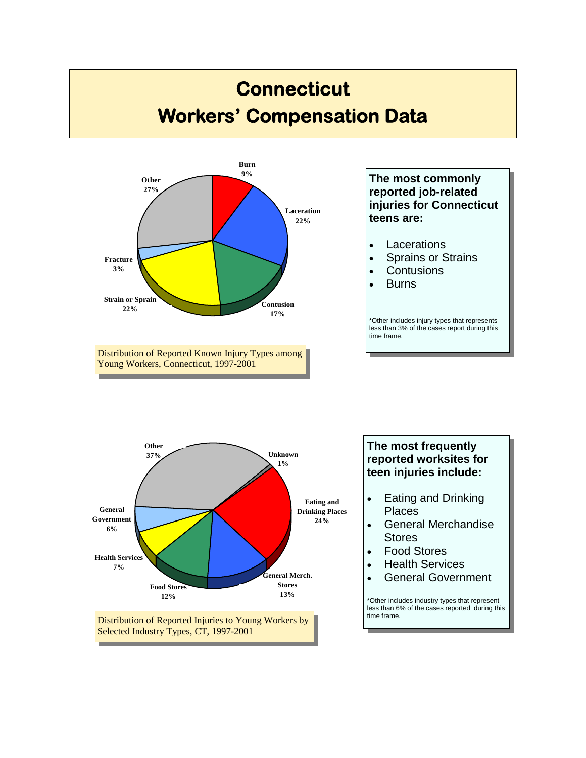# Connecticut Workers' Compensation Data

Burn 9%
Laceration 22%
Contusion 17%
Strain or Sprain 22%
Fracture 3%
Other 27%

Distribution of Reported Known Injury Types among Young Workers, Connecticut, 1997-2001

**The most commonly reported job-related injuries for Connecticut teens are:**

- Lacerations
- Sprains or Strains
- Contusions
- Burns

*Other includes injury types that represents less than 3% of the cases report during this time frame.

Other 37%
Unknown 1%
Eating and Drinking Places 24%
General Merch. Stores 13%
Food Stores 12%
Health Services 7%
General Government 6%

Distribution of Reported Injuries to Young Workers by Selected Industry Types, CT, 1997-2001

**The most frequently reported worksites for teen injuries include:**

- Eating and Drinking Places
- General Merchandise Stores
- Food Stores
- Health Services
- General Government

*Other includes industry types that represent less than 6% of the cases reported during this time frame.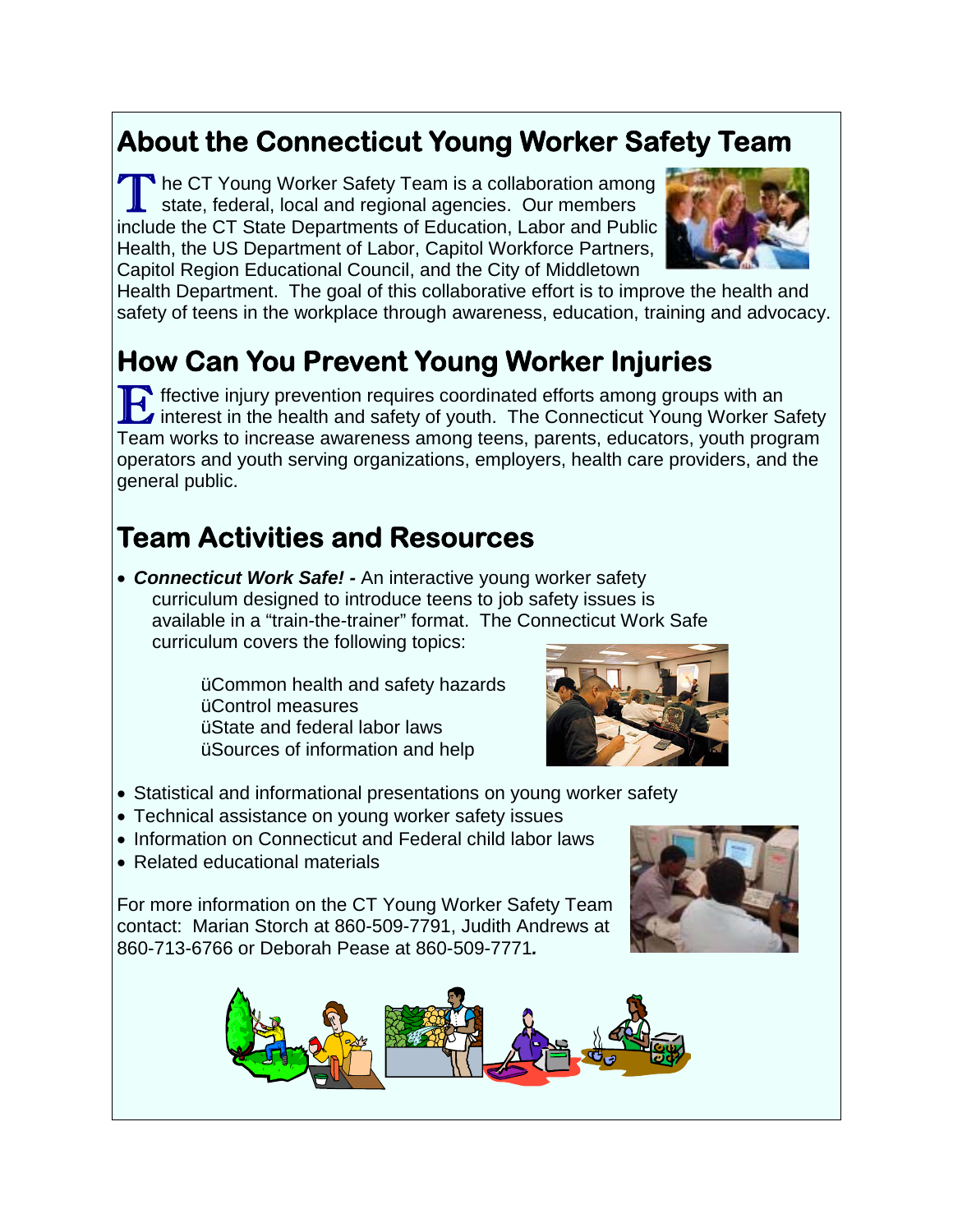## About the Connecticut Young Worker Safety Team

The CT Young Worker Safety Team is a collaboration among state, federal, local and regional agencies. Our members include the CT State Departments of Education, Labor and Public Health, the US Department of Labor, Capitol Workforce Partners, Capitol Region Educational Council, and the City of Middletown Health Department. The goal of this collaborative effort is to improve the health and safety of teens in the workplace through awareness, education, training and advocacy.

## How Can You Prevent Young Worker Injuries

Effective injury prevention requires coordinated efforts among groups with an interest in the health and safety of youth. The Connecticut Young Worker Safety Team works to increase awareness among teens, parents, educators, youth program operators and youth serving organizations, employers, health care providers, and the general public.

## Team Activities and Resources

- ***Connecticut Work Safe! -*** An interactive young worker safety curriculum designed to introduce teens to job safety issues is available in a "train-the-trainer" format. The Connecticut Work Safe curriculum covers the following topics:
  - Common health and safety hazards
  - Control measures
  - State and federal labor laws
  - Sources of information and help
- Statistical and informational presentations on young worker safety
- Technical assistance on young worker safety issues
- Information on Connecticut and Federal child labor laws
- Related educational materials

For more information on the CT Young Worker Safety Team contact: Marian Storch at 860-509-7791, Judith Andrews at 860-713-6766 or Deborah Pease at 860-509-7771.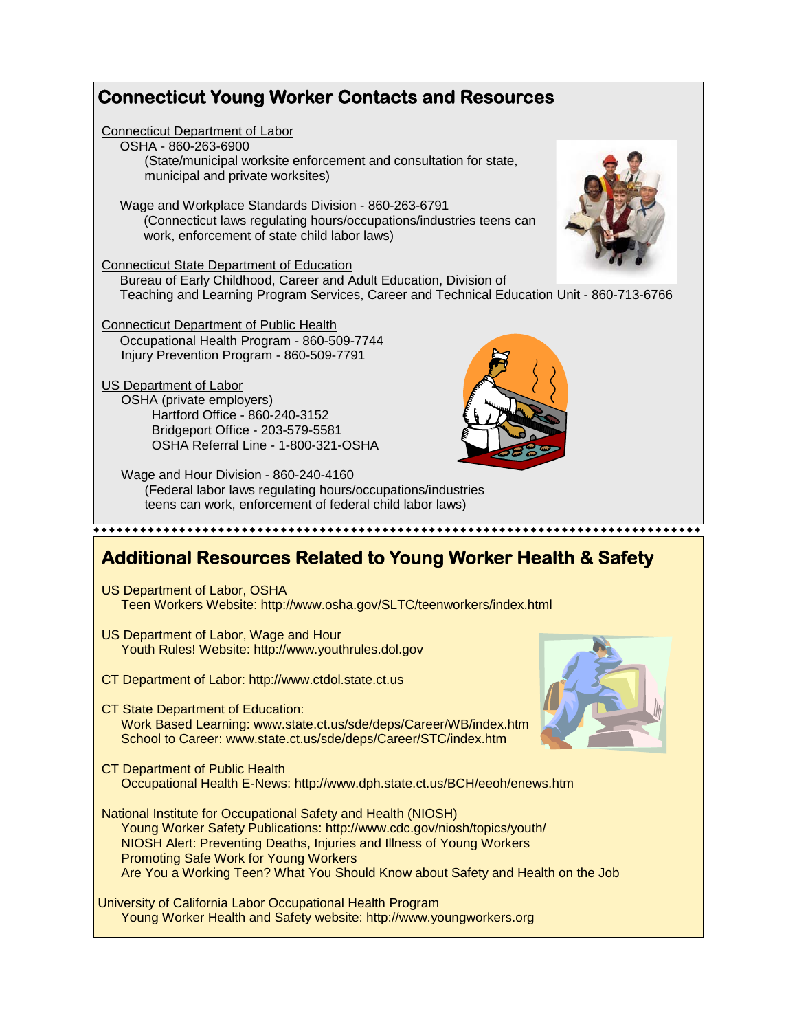## Connecticut Young Worker Contacts and Resources

Connecticut Department of Labor

OSHA - 860-263-6900

(State/municipal worksite enforcement and consultation for state, municipal and private worksites)

Wage and Workplace Standards Division - 860-263-6791

(Connecticut laws regulating hours/occupations/industries teens can work, enforcement of state child labor laws)

Connecticut State Department of Education

Bureau of Early Childhood, Career and Adult Education, Division of Teaching and Learning Program Services, Career and Technical Education Unit - 860-713-6766

Connecticut Department of Public Health

Occupational Health Program - 860-509-7744

Injury Prevention Program - 860-509-7791

US Department of Labor

OSHA (private employers)

Hartford Office - 860-240-3152

Bridgeport Office - 203-579-5581

OSHA Referral Line - 1-800-321-OSHA

Wage and Hour Division - 860-240-4160

(Federal labor laws regulating hours/occupations/industries teens can work, enforcement of federal child labor laws)

## Additional Resources Related to Young Worker Health & Safety

US Department of Labor, OSHA

Teen Workers Website: http://www.osha.gov/SLTC/teenworkers/index.html

US Department of Labor, Wage and Hour

Youth Rules! Website: http://www.youthrules.dol.gov

CT Department of Labor: http://www.ctdol.state.ct.us

CT State Department of Education:

Work Based Learning: www.state.ct.us/sde/deps/Career/WB/index.htm

School to Career: www.state.ct.us/sde/deps/Career/STC/index.htm

CT Department of Public Health

Occupational Health E-News: http://www.dph.state.ct.us/BCH/eeoh/enews.htm

National Institute for Occupational Safety and Health (NIOSH)

Young Worker Safety Publications: http://www.cdc.gov/niosh/topics/youth/

NIOSH Alert: Preventing Deaths, Injuries and Illness of Young Workers

Promoting Safe Work for Young Workers

Are You a Working Teen? What You Should Know about Safety and Health on the Job

University of California Labor Occupational Health Program

Young Worker Health and Safety website: http://www.youngworkers.org